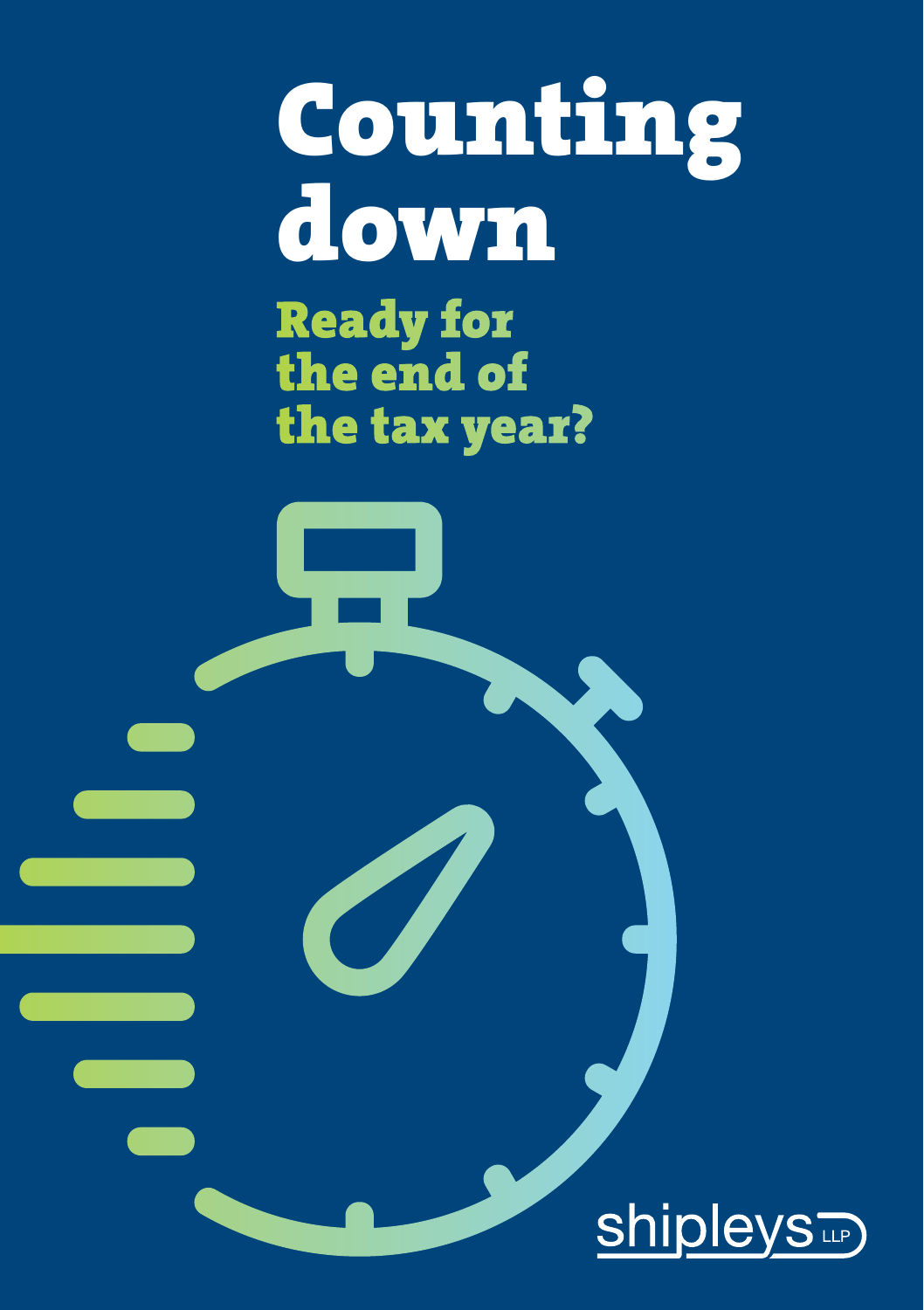# Counting down

## Ready for the end of the tax year?

shipleys LLP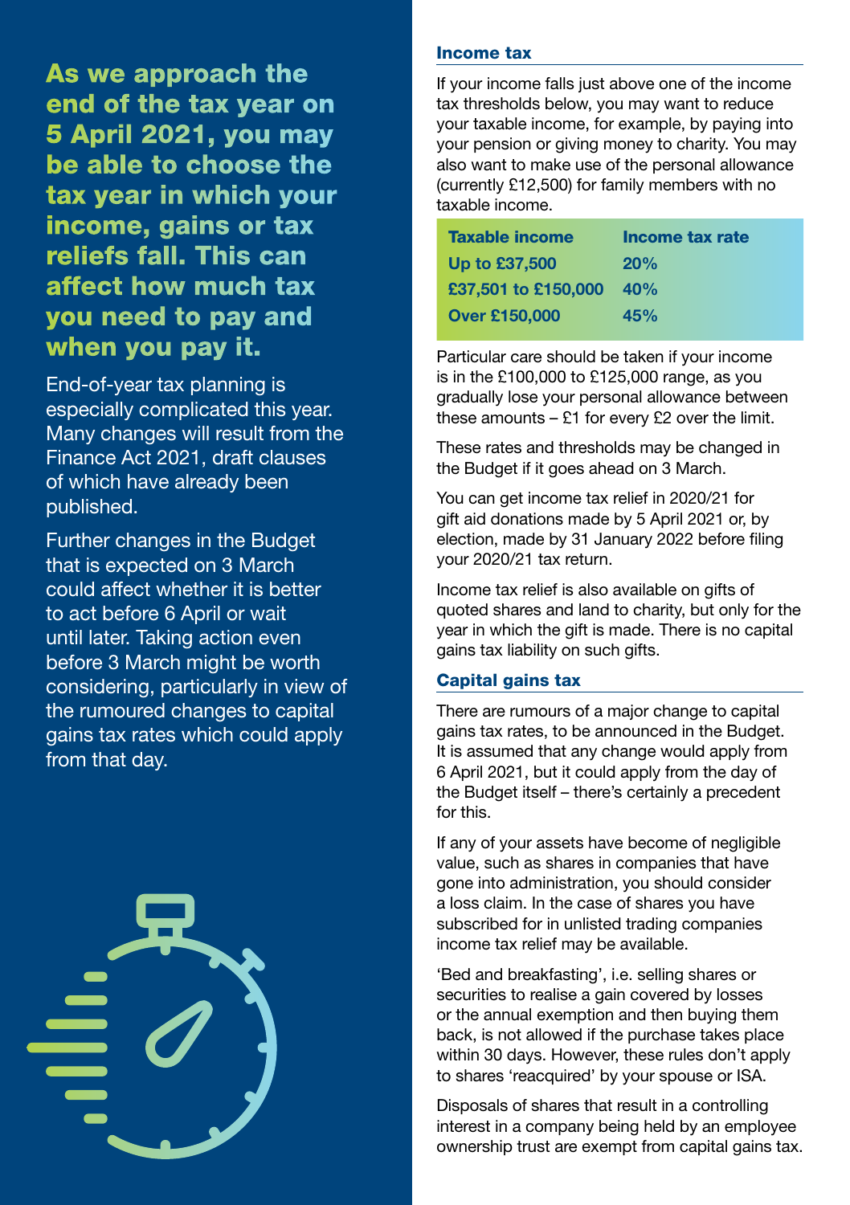**As we approach the end of the tax year on 5 April 2021, you may be able to choose the tax year in which your income, gains or tax reliefs fall. This can affect how much tax you need to pay and when you pay it.**

End-of-year tax planning is especially complicated this year. Many changes will result from the Finance Act 2021, draft clauses of which have already been published.

Further changes in the Budget that is expected on 3 March could affect whether it is better to act before 6 April or wait until later. Taking action even before 3 March might be worth considering, particularly in view of the rumoured changes to capital gains tax rates which could apply from that day.

## Income tax

If your income falls just above one of the income tax thresholds below, you may want to reduce your taxable income, for example, by paying into your pension or giving money to charity. You may also want to make use of the personal allowance (currently £12,500) for family members with no taxable income.

| Taxable income | Income tax rate |
|---|---|
| Up to £37,500 | 20% |
| £37,501 to £150,000 | 40% |
| Over £150,000 | 45% |

Particular care should be taken if your income is in the £100,000 to £125,000 range, as you gradually lose your personal allowance between these amounts – £1 for every £2 over the limit.

These rates and thresholds may be changed in the Budget if it goes ahead on 3 March.

You can get income tax relief in 2020/21 for gift aid donations made by 5 April 2021 or, by election, made by 31 January 2022 before filing your 2020/21 tax return.

Income tax relief is also available on gifts of quoted shares and land to charity, but only for the year in which the gift is made. There is no capital gains tax liability on such gifts.

## Capital gains tax

There are rumours of a major change to capital gains tax rates, to be announced in the Budget. It is assumed that any change would apply from 6 April 2021, but it could apply from the day of the Budget itself – there's certainly a precedent for this.

If any of your assets have become of negligible value, such as shares in companies that have gone into administration, you should consider a loss claim. In the case of shares you have subscribed for in unlisted trading companies income tax relief may be available.

'Bed and breakfasting', i.e. selling shares or securities to realise a gain covered by losses or the annual exemption and then buying them back, is not allowed if the purchase takes place within 30 days. However, these rules don't apply to shares 'reacquired' by your spouse or ISA.

Disposals of shares that result in a controlling interest in a company being held by an employee ownership trust are exempt from capital gains tax.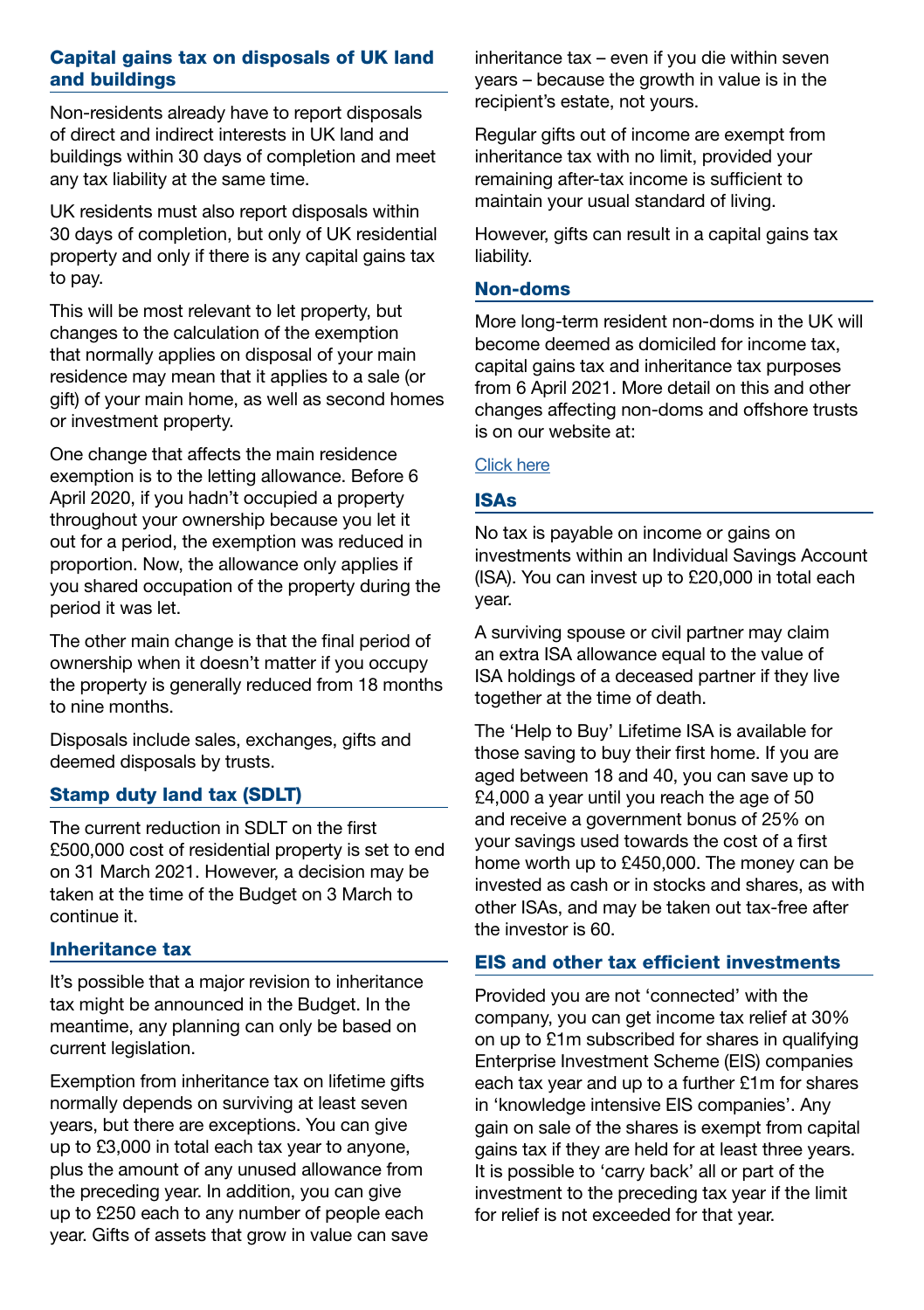## Capital gains tax on disposals of UK land and buildings

Non-residents already have to report disposals of direct and indirect interests in UK land and buildings within 30 days of completion and meet any tax liability at the same time.

UK residents must also report disposals within 30 days of completion, but only of UK residential property and only if there is any capital gains tax to pay.

This will be most relevant to let property, but changes to the calculation of the exemption that normally applies on disposal of your main residence may mean that it applies to a sale (or gift) of your main home, as well as second homes or investment property.

One change that affects the main residence exemption is to the letting allowance. Before 6 April 2020, if you hadn't occupied a property throughout your ownership because you let it out for a period, the exemption was reduced in proportion. Now, the allowance only applies if you shared occupation of the property during the period it was let.

The other main change is that the final period of ownership when it doesn't matter if you occupy the property is generally reduced from 18 months to nine months.

Disposals include sales, exchanges, gifts and deemed disposals by trusts.

## Stamp duty land tax (SDLT)

The current reduction in SDLT on the first £500,000 cost of residential property is set to end on 31 March 2021. However, a decision may be taken at the time of the Budget on 3 March to continue it.

## Inheritance tax

It's possible that a major revision to inheritance tax might be announced in the Budget. In the meantime, any planning can only be based on current legislation.

Exemption from inheritance tax on lifetime gifts normally depends on surviving at least seven years, but there are exceptions. You can give up to £3,000 in total each tax year to anyone, plus the amount of any unused allowance from the preceding year. In addition, you can give up to £250 each to any number of people each year. Gifts of assets that grow in value can save inheritance tax – even if you die within seven years – because the growth in value is in the recipient's estate, not yours.

Regular gifts out of income are exempt from inheritance tax with no limit, provided your remaining after-tax income is sufficient to maintain your usual standard of living.

However, gifts can result in a capital gains tax liability.

## Non-doms

More long-term resident non-doms in the UK will become deemed as domiciled for income tax, capital gains tax and inheritance tax purposes from 6 April 2021. More detail on this and other changes affecting non-doms and offshore trusts is on our website at:

Click here

## ISAs

No tax is payable on income or gains on investments within an Individual Savings Account (ISA). You can invest up to £20,000 in total each year.

A surviving spouse or civil partner may claim an extra ISA allowance equal to the value of ISA holdings of a deceased partner if they live together at the time of death.

The 'Help to Buy' Lifetime ISA is available for those saving to buy their first home. If you are aged between 18 and 40, you can save up to £4,000 a year until you reach the age of 50 and receive a government bonus of 25% on your savings used towards the cost of a first home worth up to £450,000. The money can be invested as cash or in stocks and shares, as with other ISAs, and may be taken out tax-free after the investor is 60.

## EIS and other tax efficient investments

Provided you are not 'connected' with the company, you can get income tax relief at 30% on up to £1m subscribed for shares in qualifying Enterprise Investment Scheme (EIS) companies each tax year and up to a further £1m for shares in 'knowledge intensive EIS companies'. Any gain on sale of the shares is exempt from capital gains tax if they are held for at least three years. It is possible to 'carry back' all or part of the investment to the preceding tax year if the limit for relief is not exceeded for that year.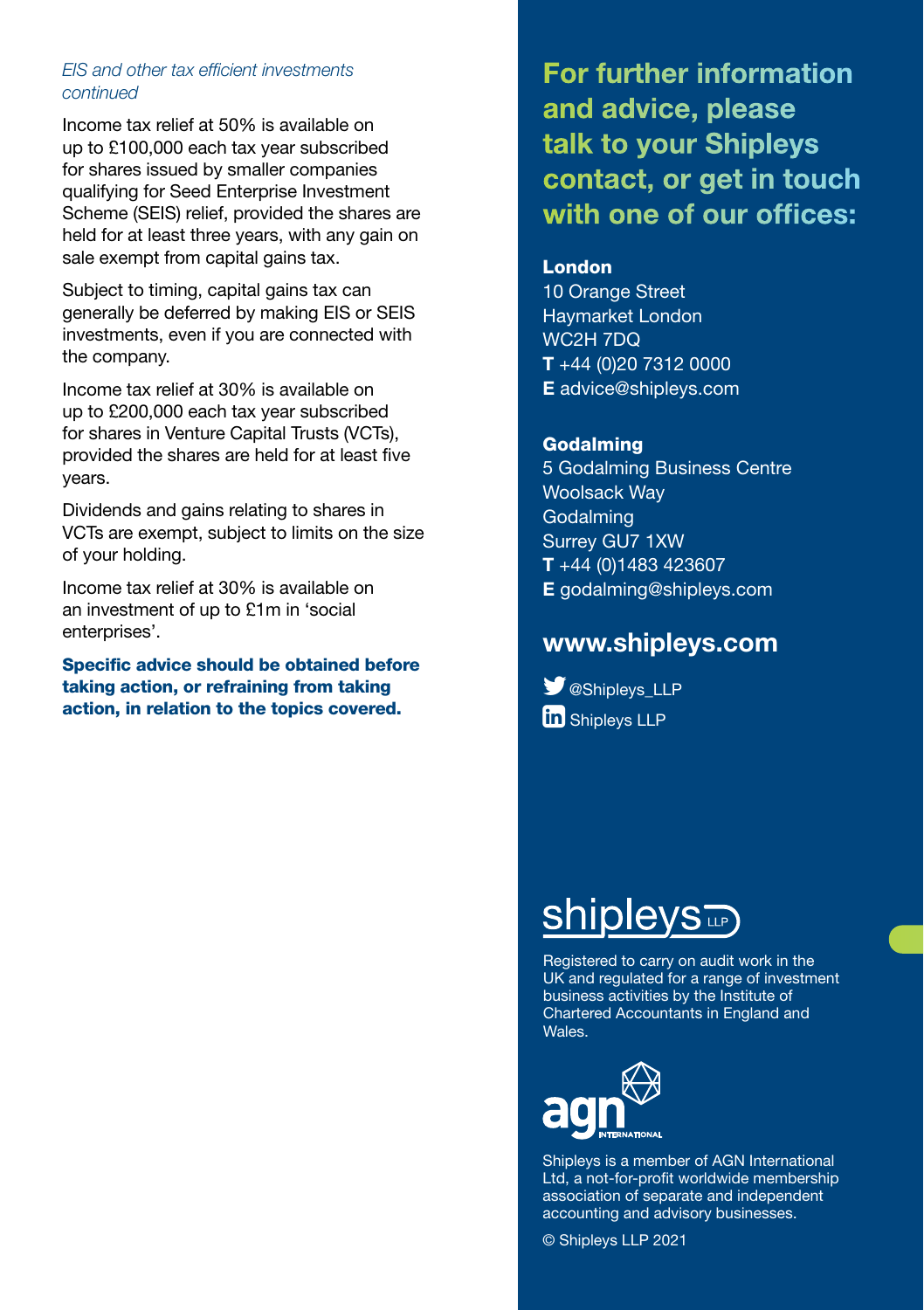*EIS and other tax efficient investments continued*

Income tax relief at 50% is available on up to £100,000 each tax year subscribed for shares issued by smaller companies qualifying for Seed Enterprise Investment Scheme (SEIS) relief, provided the shares are held for at least three years, with any gain on sale exempt from capital gains tax.

Subject to timing, capital gains tax can generally be deferred by making EIS or SEIS investments, even if you are connected with the company.

Income tax relief at 30% is available on up to £200,000 each tax year subscribed for shares in Venture Capital Trusts (VCTs), provided the shares are held for at least five years.

Dividends and gains relating to shares in VCTs are exempt, subject to limits on the size of your holding.

Income tax relief at 30% is available on an investment of up to £1m in 'social enterprises'.

**Specific advice should be obtained before taking action, or refraining from taking action, in relation to the topics covered.**

## For further information and advice, please talk to your Shipleys contact, or get in touch with one of our offices:

**London**
10 Orange Street
Haymarket London
WC2H 7DQ
**T** +44 (0)20 7312 0000
**E** advice@shipleys.com

**Godalming**
5 Godalming Business Centre
Woolsack Way
Godalming
Surrey GU7 1XW
**T** +44 (0)1483 423607
**E** godalming@shipleys.com

## www.shipleys.com

@Shipleys_LLP
Shipleys LLP

shipleys LLP

Registered to carry on audit work in the UK and regulated for a range of investment business activities by the Institute of Chartered Accountants in England and Wales.

agn INTERNATIONAL

Shipleys is a member of AGN International Ltd, a not-for-profit worldwide membership association of separate and independent accounting and advisory businesses.

© Shipleys LLP 2021